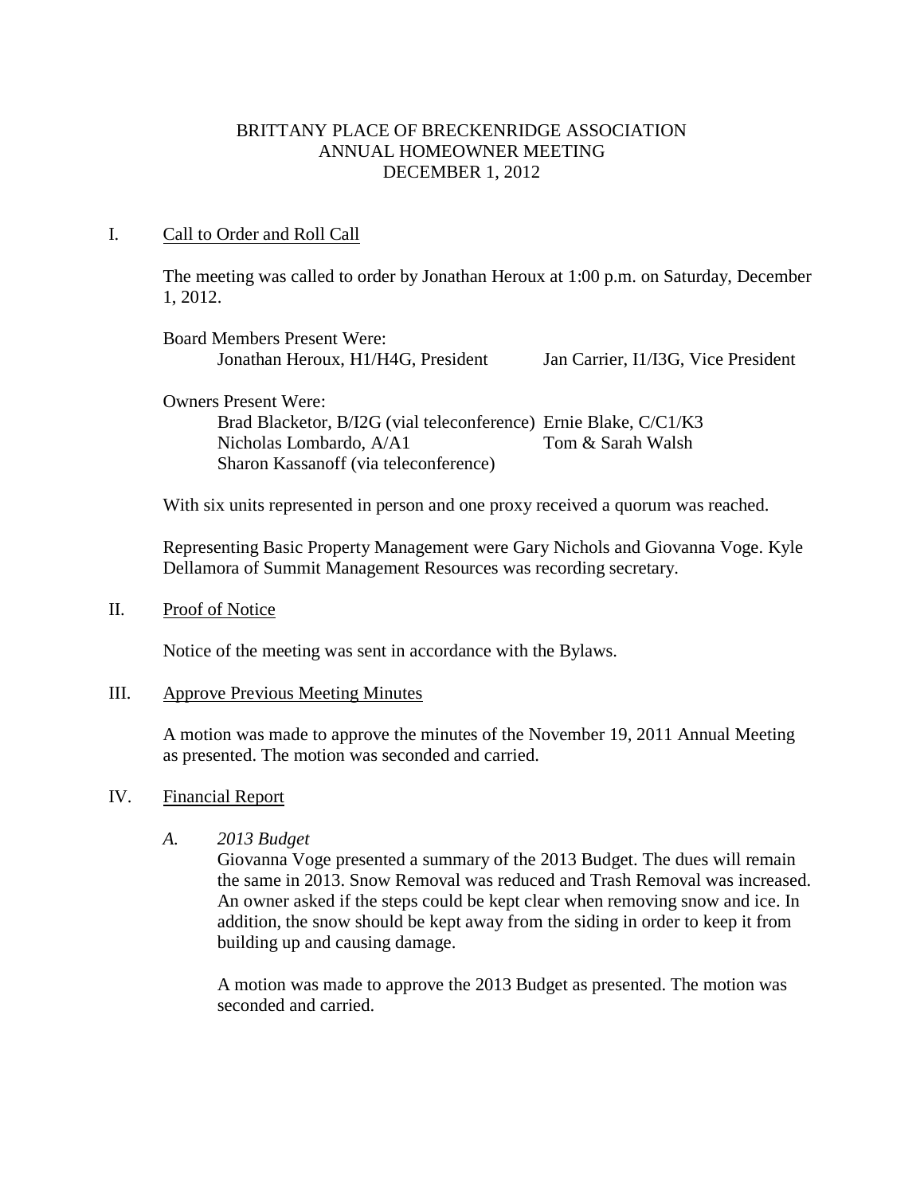# BRITTANY PLACE OF BRECKENRIDGE ASSOCIATION
## ANNUAL HOMEOWNER MEETING
## DECEMBER 1, 2012

I. Call to Order and Roll Call

The meeting was called to order by Jonathan Heroux at 1:00 p.m. on Saturday, December 1, 2012.

Board Members Present Were:

Jonathan Heroux, H1/H4G, President
Jan Carrier, I1/I3G, Vice President

Owners Present Were:

Brad Blacketor, B/I2G (vial teleconference)
Ernie Blake, C/C1/K3
Nicholas Lombardo, A/A1
Tom & Sarah Walsh
Sharon Kassanoff (via teleconference)

With six units represented in person and one proxy received a quorum was reached.

Representing Basic Property Management were Gary Nichols and Giovanna Voge. Kyle Dellamora of Summit Management Resources was recording secretary.

II. Proof of Notice

Notice of the meeting was sent in accordance with the Bylaws.

III. Approve Previous Meeting Minutes

A motion was made to approve the minutes of the November 19, 2011 Annual Meeting as presented. The motion was seconded and carried.

IV. Financial Report

*A. 2013 Budget*

Giovanna Voge presented a summary of the 2013 Budget. The dues will remain the same in 2013. Snow Removal was reduced and Trash Removal was increased. An owner asked if the steps could be kept clear when removing snow and ice. In addition, the snow should be kept away from the siding in order to keep it from building up and causing damage.

A motion was made to approve the 2013 Budget as presented. The motion was seconded and carried.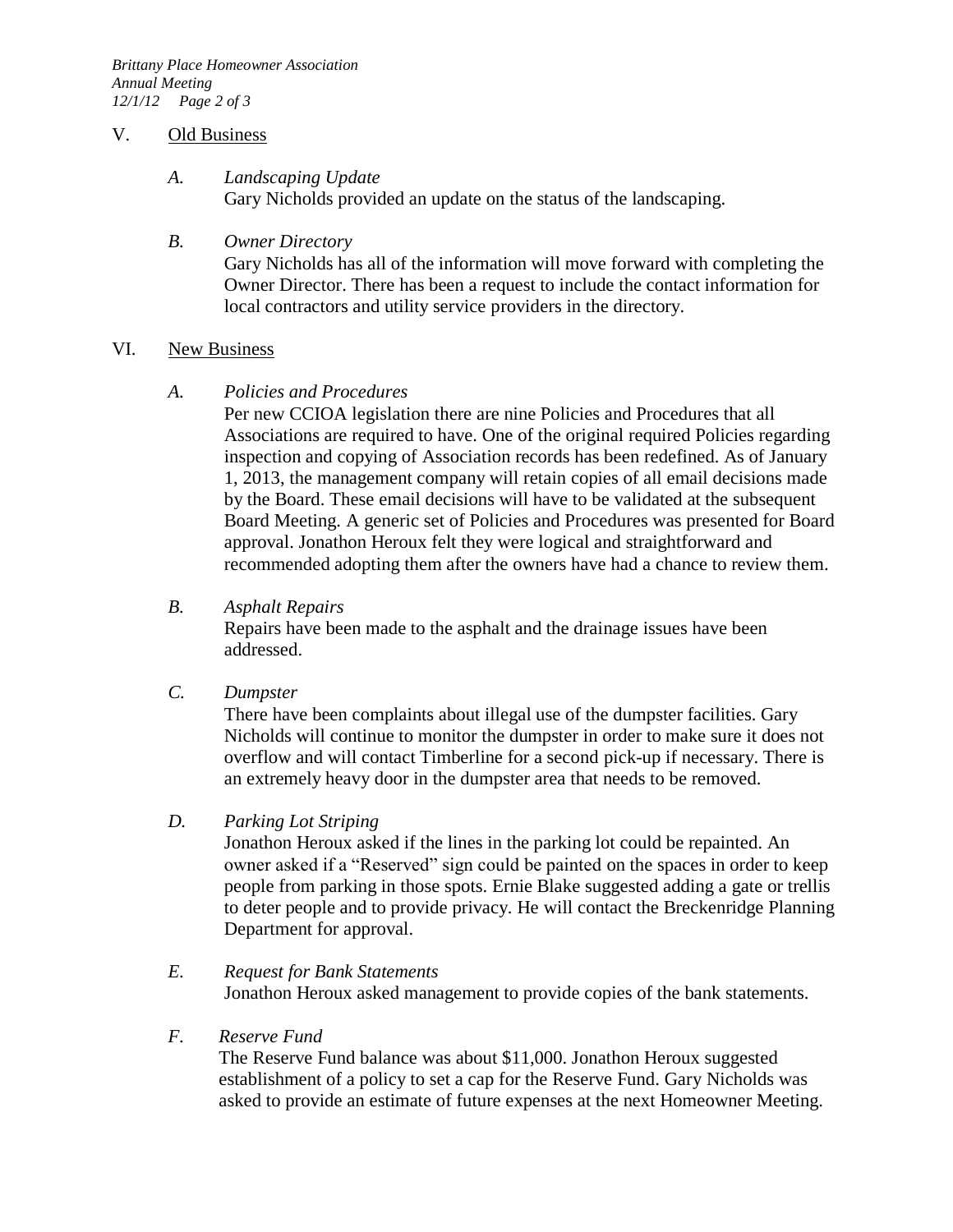## V. Old Business

*A. Landscaping Update*

Gary Nicholds provided an update on the status of the landscaping.

*B. Owner Directory*

Gary Nicholds has all of the information will move forward with completing the Owner Director. There has been a request to include the contact information for local contractors and utility service providers in the directory.

## VI. New Business

*A. Policies and Procedures*

Per new CCIOA legislation there are nine Policies and Procedures that all Associations are required to have. One of the original required Policies regarding inspection and copying of Association records has been redefined. As of January 1, 2013, the management company will retain copies of all email decisions made by the Board. These email decisions will have to be validated at the subsequent Board Meeting. A generic set of Policies and Procedures was presented for Board approval. Jonathon Heroux felt they were logical and straightforward and recommended adopting them after the owners have had a chance to review them.

*B. Asphalt Repairs*

Repairs have been made to the asphalt and the drainage issues have been addressed.

*C. Dumpster*

There have been complaints about illegal use of the dumpster facilities. Gary Nicholds will continue to monitor the dumpster in order to make sure it does not overflow and will contact Timberline for a second pick-up if necessary. There is an extremely heavy door in the dumpster area that needs to be removed.

*D. Parking Lot Striping*

Jonathon Heroux asked if the lines in the parking lot could be repainted. An owner asked if a "Reserved" sign could be painted on the spaces in order to keep people from parking in those spots. Ernie Blake suggested adding a gate or trellis to deter people and to provide privacy. He will contact the Breckenridge Planning Department for approval.

*E. Request for Bank Statements*

Jonathon Heroux asked management to provide copies of the bank statements.

*F. Reserve Fund*

The Reserve Fund balance was about $11,000. Jonathon Heroux suggested establishment of a policy to set a cap for the Reserve Fund. Gary Nicholds was asked to provide an estimate of future expenses at the next Homeowner Meeting.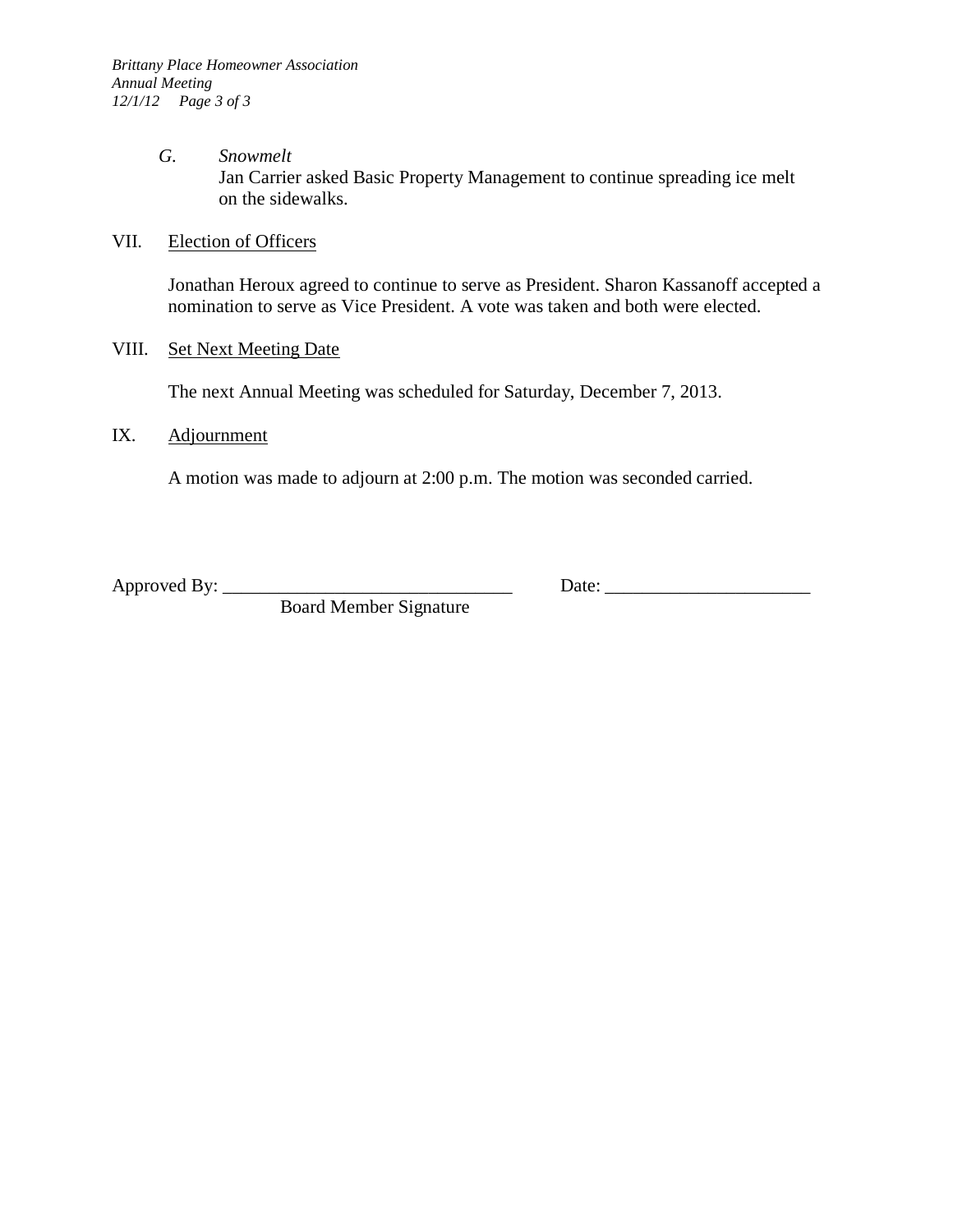*G. Snowmelt*

Jan Carrier asked Basic Property Management to continue spreading ice melt on the sidewalks.

VII. Election of Officers

Jonathan Heroux agreed to continue to serve as President. Sharon Kassanoff accepted a nomination to serve as Vice President. A vote was taken and both were elected.

VIII. Set Next Meeting Date

The next Annual Meeting was scheduled for Saturday, December 7, 2013.

IX. Adjournment

A motion was made to adjourn at 2:00 p.m. The motion was seconded carried.

Approved By: ______________________________ Date: ______________________

Board Member Signature